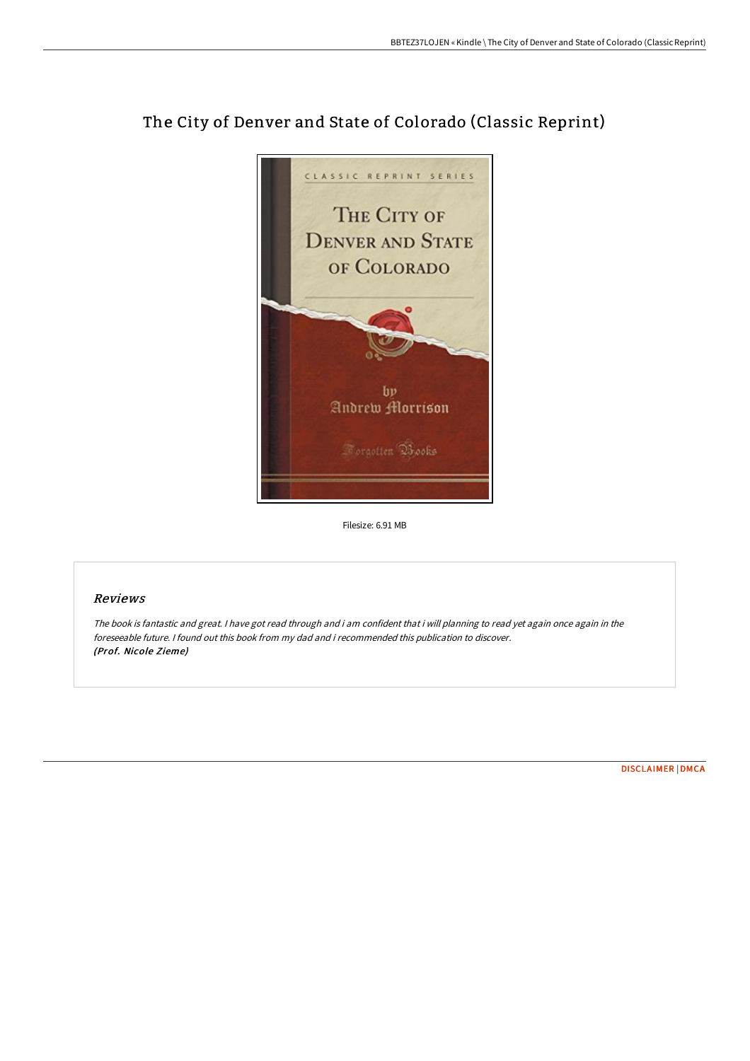# The City of Denver and State of Colorado (Classic Reprint)

Filesize: 6.91 MB

## *Reviews*

*The book is fantastic and great. I have got read through and i am confident that i will planning to read yet again once again in the foreseeable future. I found out this book from my dad and i recommended this publication to discover.*
***(Prof. Nicole Zieme)***

DISCLAIMER | DMCA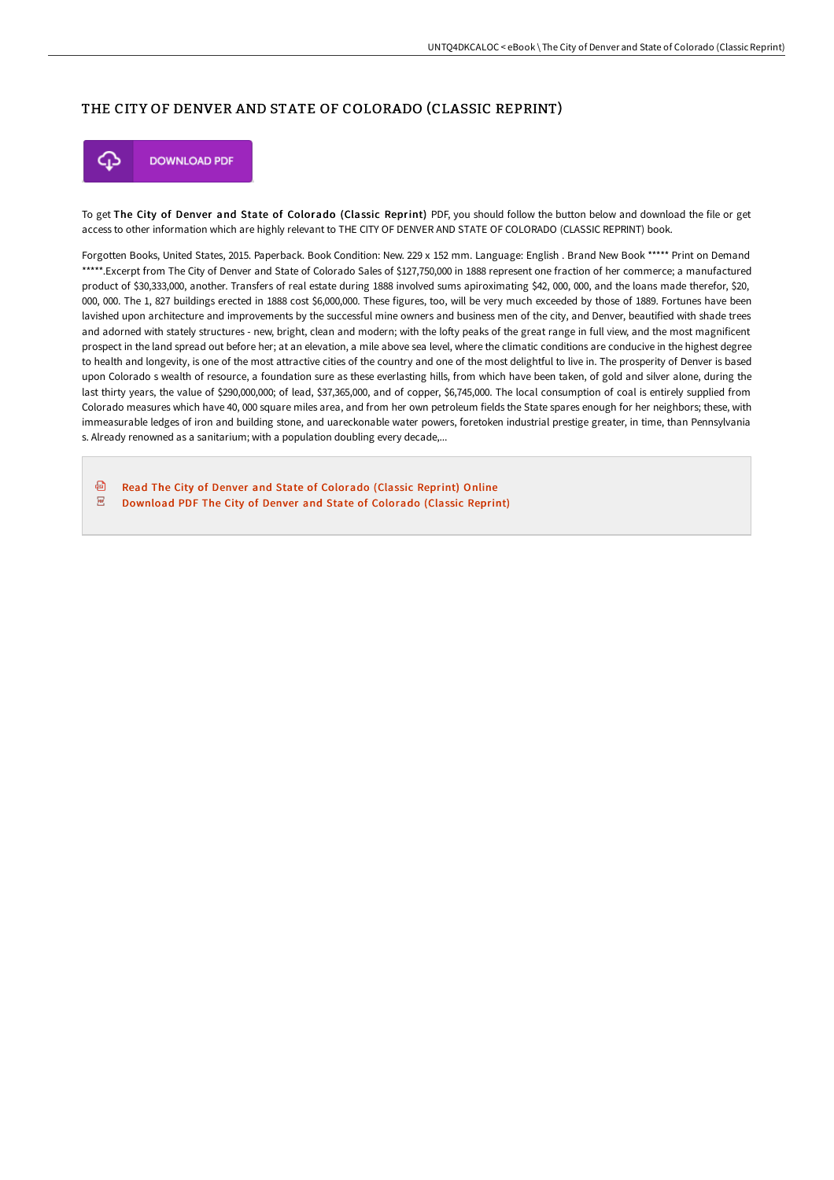# THE CITY OF DENVER AND STATE OF COLORADO (CLASSIC REPRINT)

DOWNLOAD PDF

To get **The City of Denver and State of Colorado (Classic Reprint)** PDF, you should follow the button below and download the file or get access to other information which are highly relevant to THE CITY OF DENVER AND STATE OF COLORADO (CLASSIC REPRINT) book.

Forgotten Books, United States, 2015. Paperback. Book Condition: New. 229 x 152 mm. Language: English . Brand New Book ***** Print on Demand *****.Excerpt from The City of Denver and State of Colorado Sales of $127,750,000 in 1888 represent one fraction of her commerce; a manufactured product of $30,333,000, another. Transfers of real estate during 1888 involved sums apiroximating $42, 000, 000, and the loans made therefor, $20, 000, 000. The 1, 827 buildings erected in 1888 cost $6,000,000. These figures, too, will be very much exceeded by those of 1889. Fortunes have been lavished upon architecture and improvements by the successful mine owners and business men of the city, and Denver, beautified with shade trees and adorned with stately structures - new, bright, clean and modern; with the lofty peaks of the great range in full view, and the most magnificent prospect in the land spread out before her; at an elevation, a mile above sea level, where the climatic conditions are conducive in the highest degree to health and longevity, is one of the most attractive cities of the country and one of the most delightful to live in. The prosperity of Denver is based upon Colorado s wealth of resource, a foundation sure as these everlasting hills, from which have been taken, of gold and silver alone, during the last thirty years, the value of $290,000,000; of lead, $37,365,000, and of copper, $6,745,000. The local consumption of coal is entirely supplied from Colorado measures which have 40, 000 square miles area, and from her own petroleum fields the State spares enough for her neighbors; these, with immeasurable ledges of iron and building stone, and uareckonable water powers, foretoken industrial prestige greater, in time, than Pennsylvania s. Already renowned as a sanitarium; with a population doubling every decade,...

- Read The City of Denver and State of Colorado (Classic Reprint) Online
- Download PDF The City of Denver and State of Colorado (Classic Reprint)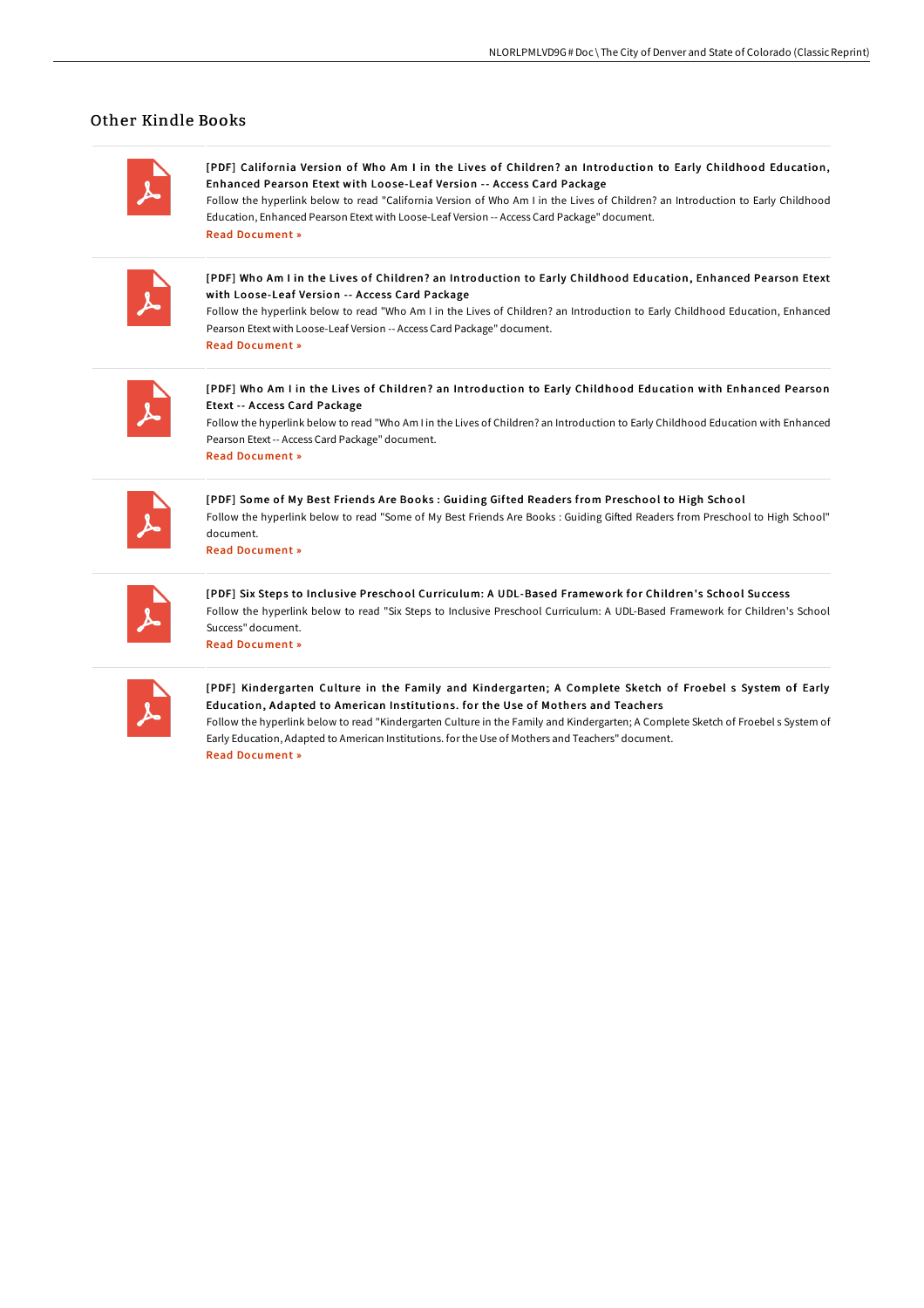## Other Kindle Books

**[PDF] California Version of Who Am I in the Lives of Children? an Introduction to Early Childhood Education, Enhanced Pearson Etext with Loose-Leaf Version -- Access Card Package**

Follow the hyperlink below to read "California Version of Who Am I in the Lives of Children? an Introduction to Early Childhood Education, Enhanced Pearson Etext with Loose-Leaf Version -- Access Card Package" document.

Read Document »

**[PDF] Who Am I in the Lives of Children? an Introduction to Early Childhood Education, Enhanced Pearson Etext with Loose-Leaf Version -- Access Card Package**

Follow the hyperlink below to read "Who Am I in the Lives of Children? an Introduction to Early Childhood Education, Enhanced Pearson Etext with Loose-Leaf Version -- Access Card Package" document.

Read Document »

**[PDF] Who Am I in the Lives of Children? an Introduction to Early Childhood Education with Enhanced Pearson Etext -- Access Card Package**

Follow the hyperlink below to read "Who Am I in the Lives of Children? an Introduction to Early Childhood Education with Enhanced Pearson Etext -- Access Card Package" document.

Read Document »

**[PDF] Some of My Best Friends Are Books : Guiding Gifted Readers from Preschool to High School**

Follow the hyperlink below to read "Some of My Best Friends Are Books : Guiding Gifted Readers from Preschool to High School" document.

Read Document »

**[PDF] Six Steps to Inclusive Preschool Curriculum: A UDL-Based Framework for Children's School Success**

Follow the hyperlink below to read "Six Steps to Inclusive Preschool Curriculum: A UDL-Based Framework for Children's School Success" document.

Read Document »

**[PDF] Kindergarten Culture in the Family and Kindergarten; A Complete Sketch of Froebel s System of Early Education, Adapted to American Institutions. for the Use of Mothers and Teachers**

Follow the hyperlink below to read "Kindergarten Culture in the Family and Kindergarten; A Complete Sketch of Froebel s System of Early Education, Adapted to American Institutions. for the Use of Mothers and Teachers" document.

Read Document »